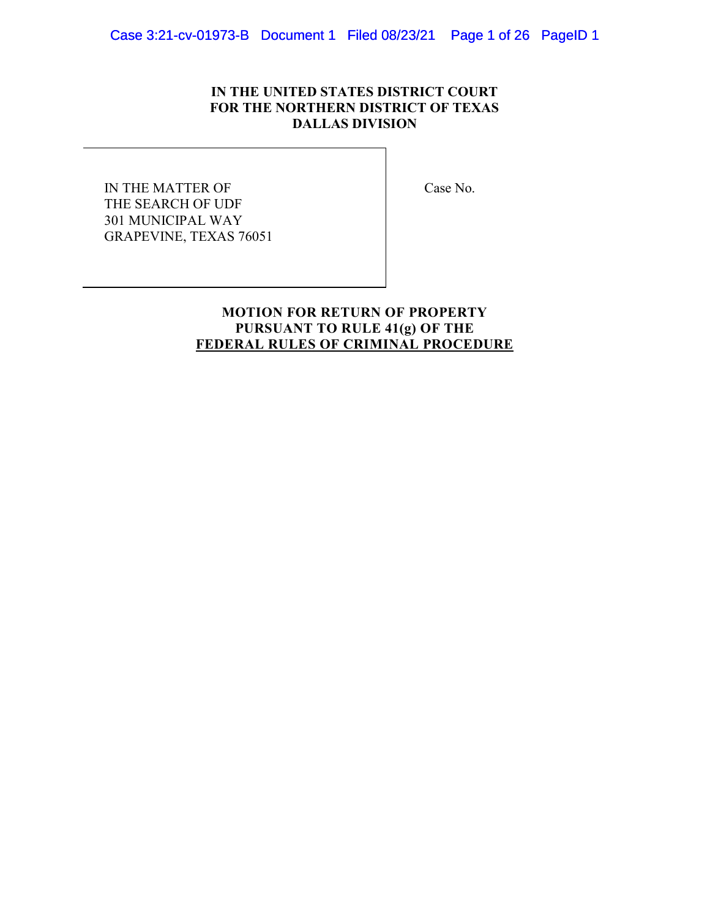**IN THE UNITED STATES DISTRICT COURT**
**FOR THE NORTHERN DISTRICT OF TEXAS**
**DALLAS DIVISION**

| | |
|---|---|
| IN THE MATTER OF<br>THE SEARCH OF UDF<br>301 MUNICIPAL WAY<br>GRAPEVINE, TEXAS 76051 | Case No. |

**MOTION FOR RETURN OF PROPERTY**
**PURSUANT TO RULE 41(g) OF THE**
**FEDERAL RULES OF CRIMINAL PROCEDURE**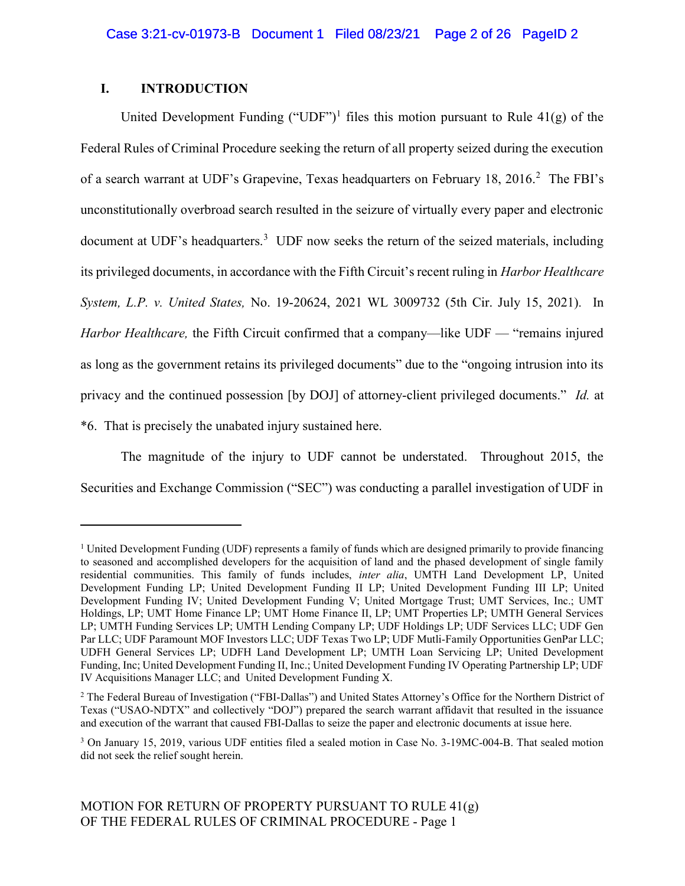## I. INTRODUCTION

United Development Funding ("UDF")[1] files this motion pursuant to Rule 41(g) of the Federal Rules of Criminal Procedure seeking the return of all property seized during the execution of a search warrant at UDF's Grapevine, Texas headquarters on February 18, 2016.[2] The FBI's unconstitutionally overbroad search resulted in the seizure of virtually every paper and electronic document at UDF's headquarters.[3] UDF now seeks the return of the seized materials, including its privileged documents, in accordance with the Fifth Circuit's recent ruling in *Harbor Healthcare System, L.P. v. United States,* No. 19-20624, 2021 WL 3009732 (5th Cir. July 15, 2021). In *Harbor Healthcare,* the Fifth Circuit confirmed that a company—like UDF — "remains injured as long as the government retains its privileged documents" due to the "ongoing intrusion into its privacy and the continued possession [by DOJ] of attorney-client privileged documents." *Id.* at *6. That is precisely the unabated injury sustained here.

The magnitude of the injury to UDF cannot be understated. Throughout 2015, the Securities and Exchange Commission ("SEC") was conducting a parallel investigation of UDF in

---

[1] United Development Funding (UDF) represents a family of funds which are designed primarily to provide financing to seasoned and accomplished developers for the acquisition of land and the phased development of single family residential communities. This family of funds includes, *inter alia*, UMTH Land Development LP, United Development Funding LP; United Development Funding II LP; United Development Funding III LP; United Development Funding IV; United Development Funding V; United Mortgage Trust; UMT Services, Inc.; UMT Holdings, LP; UMT Home Finance LP; UMT Home Finance II, LP; UMT Properties LP; UMTH General Services LP; UMTH Funding Services LP; UMTH Lending Company LP; UDF Holdings LP; UDF Services LLC; UDF Gen Par LLC; UDF Paramount MOF Investors LLC; UDF Texas Two LP; UDF Mutli-Family Opportunities GenPar LLC; UDFH General Services LP; UDFH Land Development LP; UMTH Loan Servicing LP; United Development Funding, Inc; United Development Funding II, Inc.; United Development Funding IV Operating Partnership LP; UDF IV Acquisitions Manager LLC; and United Development Funding X.

[2] The Federal Bureau of Investigation ("FBI-Dallas") and United States Attorney's Office for the Northern District of Texas ("USAO-NDTX" and collectively "DOJ") prepared the search warrant affidavit that resulted in the issuance and execution of the warrant that caused FBI-Dallas to seize the paper and electronic documents at issue here.

[3] On January 15, 2019, various UDF entities filed a sealed motion in Case No. 3-19MC-004-B. That sealed motion did not seek the relief sought herein.

MOTION FOR RETURN OF PROPERTY PURSUANT TO RULE 41(g) OF THE FEDERAL RULES OF CRIMINAL PROCEDURE - Page 1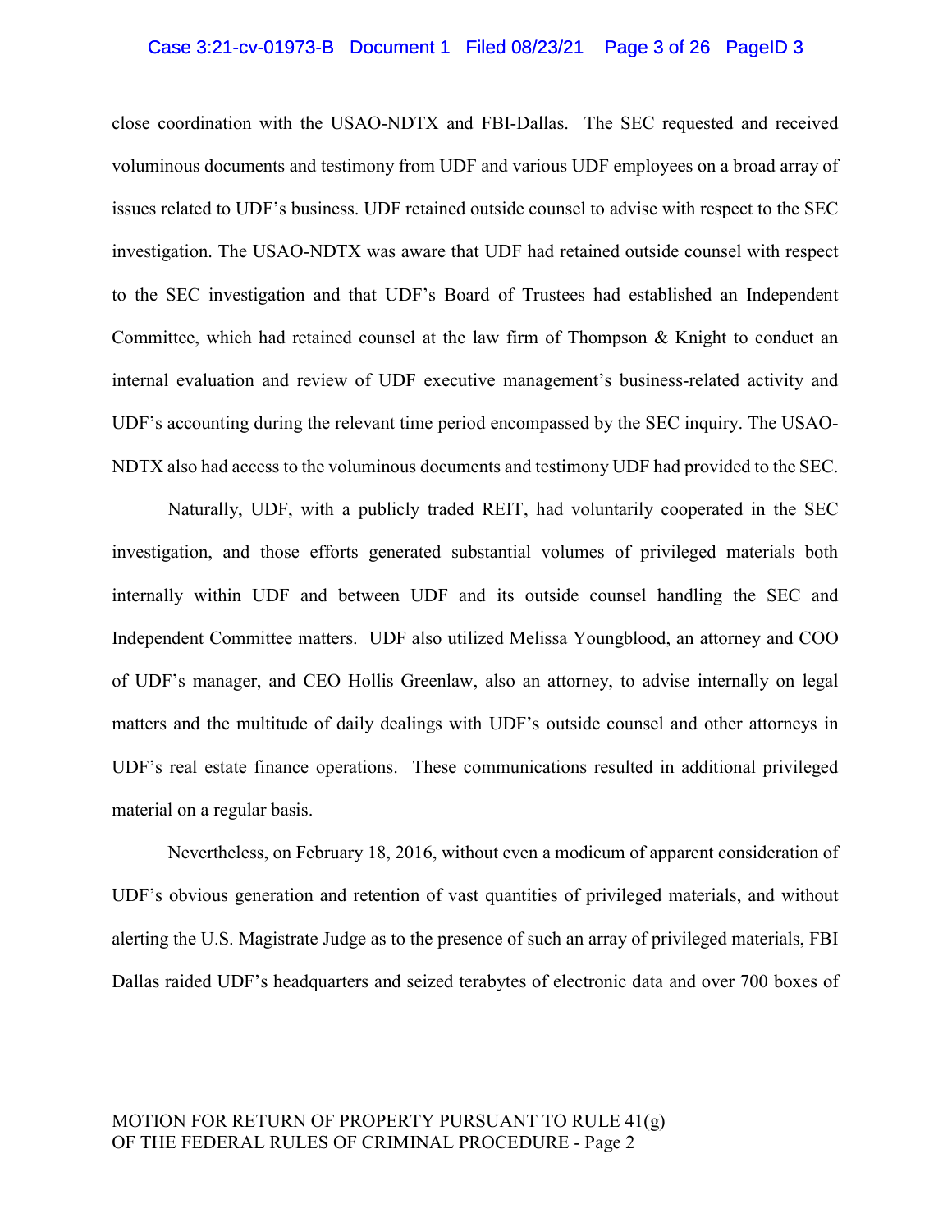close coordination with the USAO-NDTX and FBI-Dallas. The SEC requested and received voluminous documents and testimony from UDF and various UDF employees on a broad array of issues related to UDF's business. UDF retained outside counsel to advise with respect to the SEC investigation. The USAO-NDTX was aware that UDF had retained outside counsel with respect to the SEC investigation and that UDF's Board of Trustees had established an Independent Committee, which had retained counsel at the law firm of Thompson & Knight to conduct an internal evaluation and review of UDF executive management's business-related activity and UDF's accounting during the relevant time period encompassed by the SEC inquiry. The USAO-NDTX also had access to the voluminous documents and testimony UDF had provided to the SEC.

Naturally, UDF, with a publicly traded REIT, had voluntarily cooperated in the SEC investigation, and those efforts generated substantial volumes of privileged materials both internally within UDF and between UDF and its outside counsel handling the SEC and Independent Committee matters. UDF also utilized Melissa Youngblood, an attorney and COO of UDF's manager, and CEO Hollis Greenlaw, also an attorney, to advise internally on legal matters and the multitude of daily dealings with UDF's outside counsel and other attorneys in UDF's real estate finance operations. These communications resulted in additional privileged material on a regular basis.

Nevertheless, on February 18, 2016, without even a modicum of apparent consideration of UDF's obvious generation and retention of vast quantities of privileged materials, and without alerting the U.S. Magistrate Judge as to the presence of such an array of privileged materials, FBI Dallas raided UDF's headquarters and seized terabytes of electronic data and over 700 boxes of

MOTION FOR RETURN OF PROPERTY PURSUANT TO RULE 41(g) OF THE FEDERAL RULES OF CRIMINAL PROCEDURE - Page 2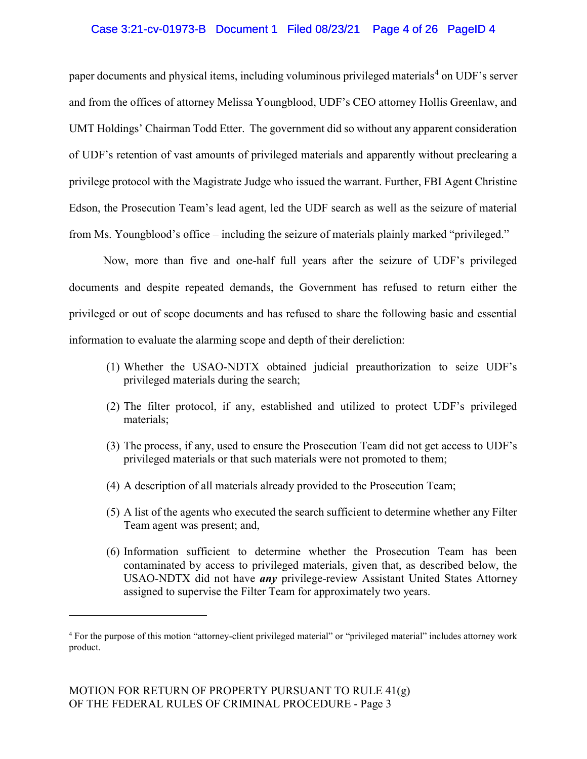paper documents and physical items, including voluminous privileged materials[4] on UDF's server and from the offices of attorney Melissa Youngblood, UDF's CEO attorney Hollis Greenlaw, and UMT Holdings' Chairman Todd Etter. The government did so without any apparent consideration of UDF's retention of vast amounts of privileged materials and apparently without preclearing a privilege protocol with the Magistrate Judge who issued the warrant. Further, FBI Agent Christine Edson, the Prosecution Team's lead agent, led the UDF search as well as the seizure of material from Ms. Youngblood's office – including the seizure of materials plainly marked "privileged."

Now, more than five and one-half full years after the seizure of UDF's privileged documents and despite repeated demands, the Government has refused to return either the privileged or out of scope documents and has refused to share the following basic and essential information to evaluate the alarming scope and depth of their dereliction:

(1) Whether the USAO-NDTX obtained judicial preauthorization to seize UDF's privileged materials during the search;

(2) The filter protocol, if any, established and utilized to protect UDF's privileged materials;

(3) The process, if any, used to ensure the Prosecution Team did not get access to UDF's privileged materials or that such materials were not promoted to them;

(4) A description of all materials already provided to the Prosecution Team;

(5) A list of the agents who executed the search sufficient to determine whether any Filter Team agent was present; and,

(6) Information sufficient to determine whether the Prosecution Team has been contaminated by access to privileged materials, given that, as described below, the USAO-NDTX did not have ***any*** privilege-review Assistant United States Attorney assigned to supervise the Filter Team for approximately two years.

---

[4] For the purpose of this motion "attorney-client privileged material" or "privileged material" includes attorney work product.

MOTION FOR RETURN OF PROPERTY PURSUANT TO RULE 41(g) OF THE FEDERAL RULES OF CRIMINAL PROCEDURE - Page 3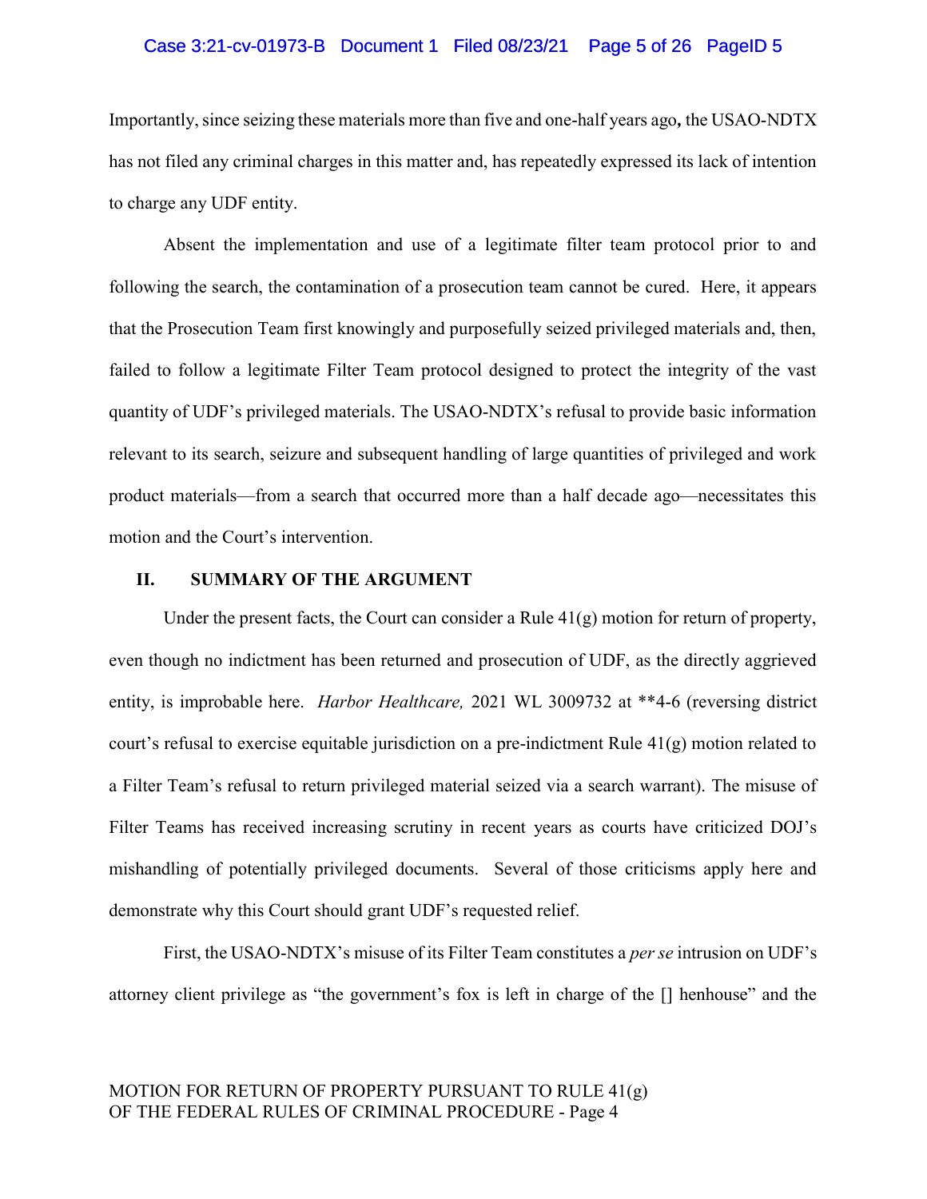Importantly, since seizing these materials more than five and one-half years ago**,** the USAO-NDTX has not filed any criminal charges in this matter and, has repeatedly expressed its lack of intention to charge any UDF entity.

Absent the implementation and use of a legitimate filter team protocol prior to and following the search, the contamination of a prosecution team cannot be cured. Here, it appears that the Prosecution Team first knowingly and purposefully seized privileged materials and, then, failed to follow a legitimate Filter Team protocol designed to protect the integrity of the vast quantity of UDF's privileged materials. The USAO-NDTX's refusal to provide basic information relevant to its search, seizure and subsequent handling of large quantities of privileged and work product materials—from a search that occurred more than a half decade ago—necessitates this motion and the Court's intervention.

## II. SUMMARY OF THE ARGUMENT

Under the present facts, the Court can consider a Rule 41(g) motion for return of property, even though no indictment has been returned and prosecution of UDF, as the directly aggrieved entity, is improbable here. *Harbor Healthcare,* 2021 WL 3009732 at **4-6 (reversing district court's refusal to exercise equitable jurisdiction on a pre-indictment Rule 41(g) motion related to a Filter Team's refusal to return privileged material seized via a search warrant). The misuse of Filter Teams has received increasing scrutiny in recent years as courts have criticized DOJ's mishandling of potentially privileged documents. Several of those criticisms apply here and demonstrate why this Court should grant UDF's requested relief.

First, the USAO-NDTX's misuse of its Filter Team constitutes a *per se* intrusion on UDF's attorney client privilege as "the government's fox is left in charge of the [] henhouse" and the

MOTION FOR RETURN OF PROPERTY PURSUANT TO RULE 41(g) OF THE FEDERAL RULES OF CRIMINAL PROCEDURE - Page 4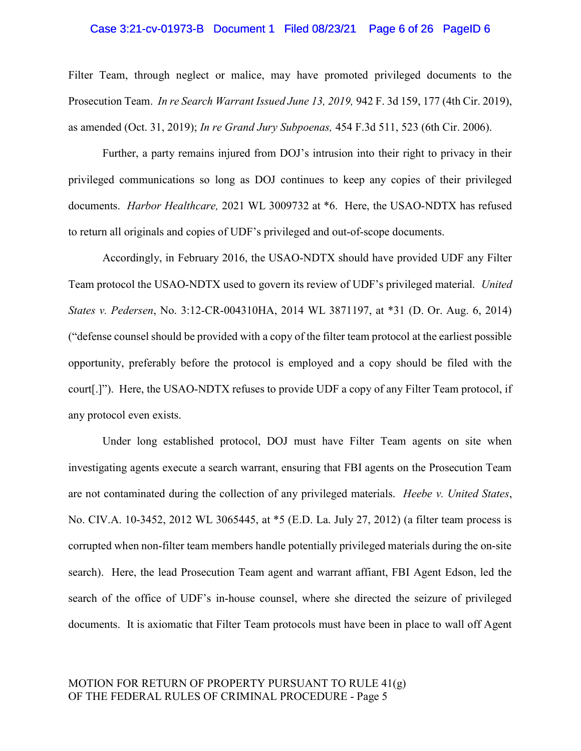Filter Team, through neglect or malice, may have promoted privileged documents to the Prosecution Team. *In re Search Warrant Issued June 13, 2019,* 942 F. 3d 159, 177 (4th Cir. 2019), as amended (Oct. 31, 2019); *In re Grand Jury Subpoenas,* 454 F.3d 511, 523 (6th Cir. 2006).

Further, a party remains injured from DOJ's intrusion into their right to privacy in their privileged communications so long as DOJ continues to keep any copies of their privileged documents. *Harbor Healthcare,* 2021 WL 3009732 at *6. Here, the USAO-NDTX has refused to return all originals and copies of UDF's privileged and out-of-scope documents.

Accordingly, in February 2016, the USAO-NDTX should have provided UDF any Filter Team protocol the USAO-NDTX used to govern its review of UDF's privileged material. *United States v. Pedersen*, No. 3:12-CR-004310HA, 2014 WL 3871197, at *31 (D. Or. Aug. 6, 2014) ("defense counsel should be provided with a copy of the filter team protocol at the earliest possible opportunity, preferably before the protocol is employed and a copy should be filed with the court[.]"). Here, the USAO-NDTX refuses to provide UDF a copy of any Filter Team protocol, if any protocol even exists.

Under long established protocol, DOJ must have Filter Team agents on site when investigating agents execute a search warrant, ensuring that FBI agents on the Prosecution Team are not contaminated during the collection of any privileged materials. *Heebe v. United States*, No. CIV.A. 10-3452, 2012 WL 3065445, at *5 (E.D. La. July 27, 2012) (a filter team process is corrupted when non-filter team members handle potentially privileged materials during the on-site search). Here, the lead Prosecution Team agent and warrant affiant, FBI Agent Edson, led the search of the office of UDF's in-house counsel, where she directed the seizure of privileged documents. It is axiomatic that Filter Team protocols must have been in place to wall off Agent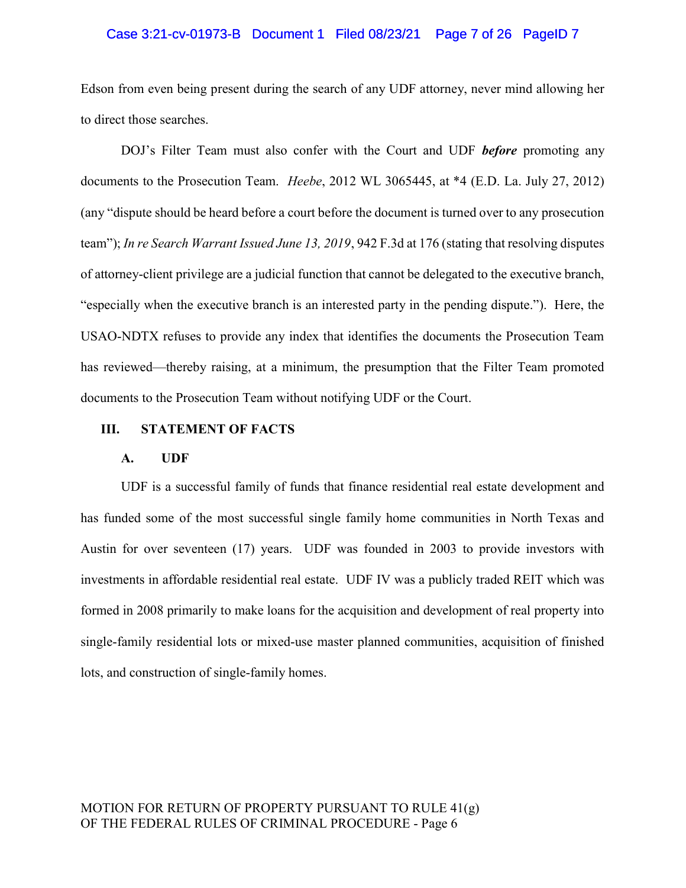Edson from even being present during the search of any UDF attorney, never mind allowing her to direct those searches.

DOJ's Filter Team must also confer with the Court and UDF ***before*** promoting any documents to the Prosecution Team. *Heebe*, 2012 WL 3065445, at *4 (E.D. La. July 27, 2012) (any "dispute should be heard before a court before the document is turned over to any prosecution team"); *In re Search Warrant Issued June 13, 2019*, 942 F.3d at 176 (stating that resolving disputes of attorney-client privilege are a judicial function that cannot be delegated to the executive branch, "especially when the executive branch is an interested party in the pending dispute."). Here, the USAO-NDTX refuses to provide any index that identifies the documents the Prosecution Team has reviewed—thereby raising, at a minimum, the presumption that the Filter Team promoted documents to the Prosecution Team without notifying UDF or the Court.

## III. STATEMENT OF FACTS

### A. UDF

UDF is a successful family of funds that finance residential real estate development and has funded some of the most successful single family home communities in North Texas and Austin for over seventeen (17) years. UDF was founded in 2003 to provide investors with investments in affordable residential real estate. UDF IV was a publicly traded REIT which was formed in 2008 primarily to make loans for the acquisition and development of real property into single-family residential lots or mixed-use master planned communities, acquisition of finished lots, and construction of single-family homes.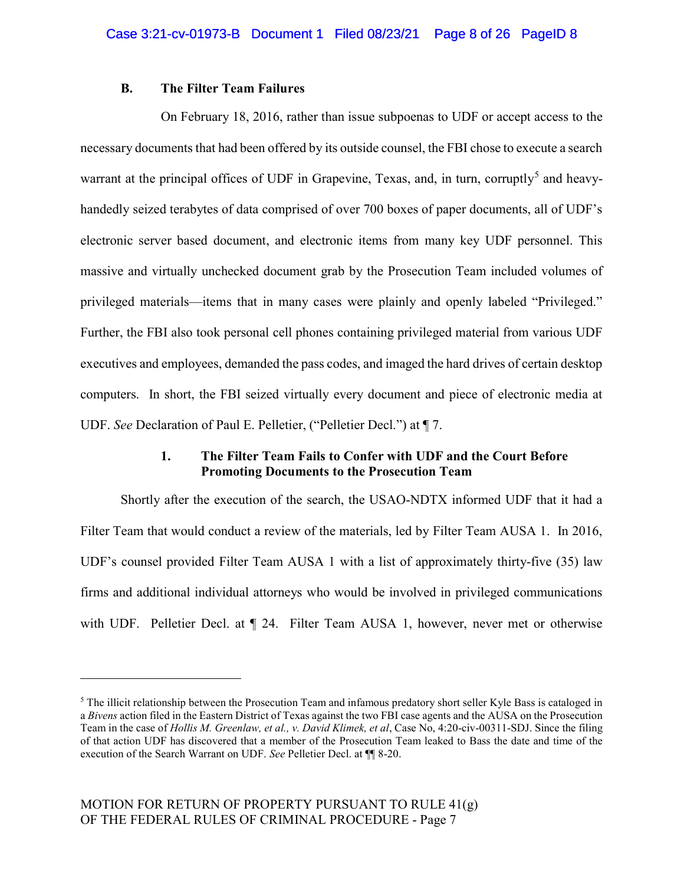### B. The Filter Team Failures

On February 18, 2016, rather than issue subpoenas to UDF or accept access to the necessary documents that had been offered by its outside counsel, the FBI chose to execute a search warrant at the principal offices of UDF in Grapevine, Texas, and, in turn, corruptly[5] and heavy-handedly seized terabytes of data comprised of over 700 boxes of paper documents, all of UDF's electronic server based document, and electronic items from many key UDF personnel. This massive and virtually unchecked document grab by the Prosecution Team included volumes of privileged materials—items that in many cases were plainly and openly labeled "Privileged." Further, the FBI also took personal cell phones containing privileged material from various UDF executives and employees, demanded the pass codes, and imaged the hard drives of certain desktop computers. In short, the FBI seized virtually every document and piece of electronic media at UDF. *See* Declaration of Paul E. Pelletier, ("Pelletier Decl.") at ¶ 7.

#### 1. The Filter Team Fails to Confer with UDF and the Court Before Promoting Documents to the Prosecution Team

Shortly after the execution of the search, the USAO-NDTX informed UDF that it had a Filter Team that would conduct a review of the materials, led by Filter Team AUSA 1. In 2016, UDF's counsel provided Filter Team AUSA 1 with a list of approximately thirty-five (35) law firms and additional individual attorneys who would be involved in privileged communications with UDF. Pelletier Decl. at ¶ 24. Filter Team AUSA 1, however, never met or otherwise

---

[5] The illicit relationship between the Prosecution Team and infamous predatory short seller Kyle Bass is cataloged in a *Bivens* action filed in the Eastern District of Texas against the two FBI case agents and the AUSA on the Prosecution Team in the case of *Hollis M. Greenlaw, et al., v. David Klimek, et al*, Case No, 4:20-civ-00311-SDJ. Since the filing of that action UDF has discovered that a member of the Prosecution Team leaked to Bass the date and time of the execution of the Search Warrant on UDF. *See* Pelletier Decl. at ¶¶ 8-20.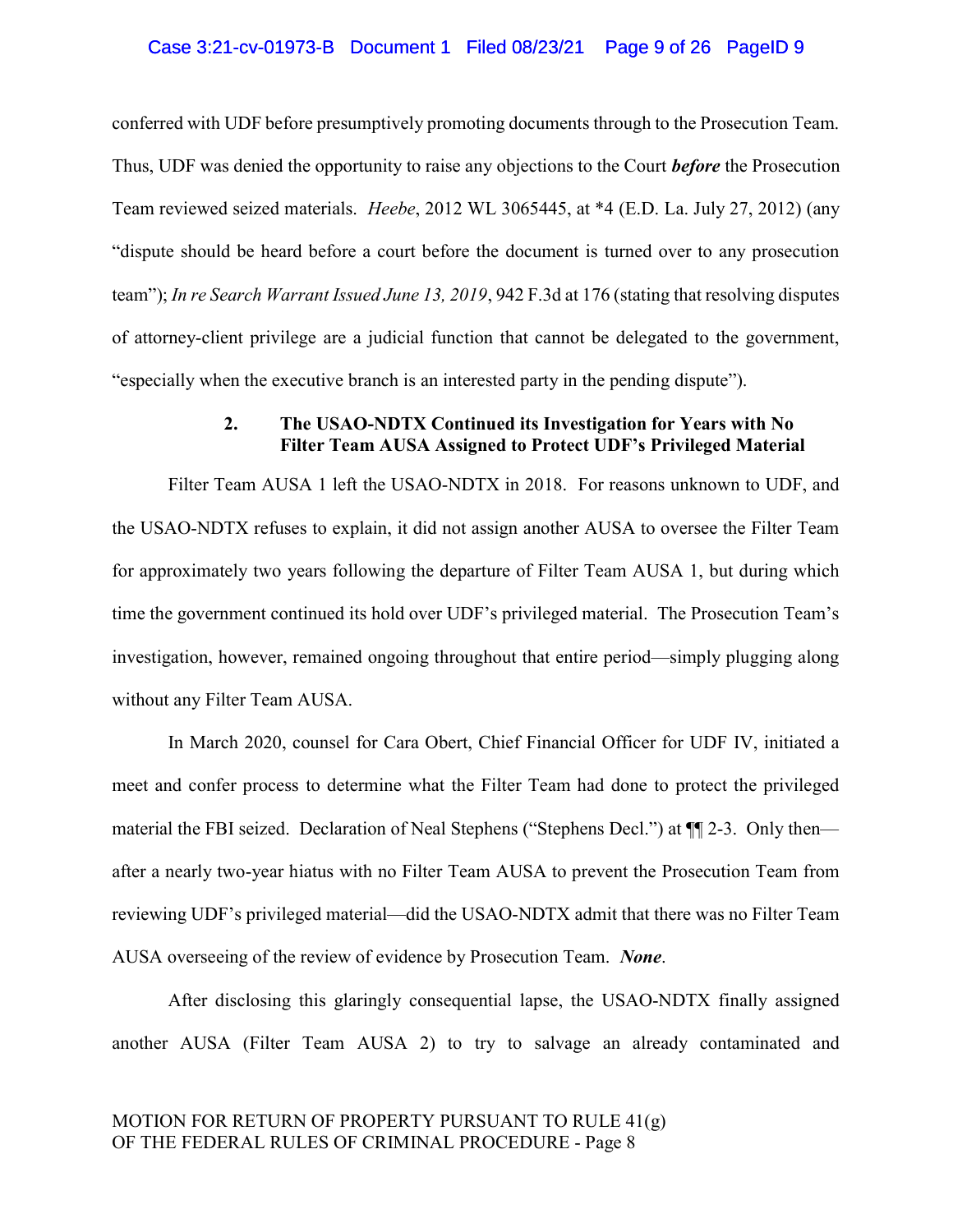conferred with UDF before presumptively promoting documents through to the Prosecution Team. Thus, UDF was denied the opportunity to raise any objections to the Court ***before*** the Prosecution Team reviewed seized materials. *Heebe*, 2012 WL 3065445, at *4 (E.D. La. July 27, 2012) (any "dispute should be heard before a court before the document is turned over to any prosecution team"); *In re Search Warrant Issued June 13, 2019*, 942 F.3d at 176 (stating that resolving disputes of attorney-client privilege are a judicial function that cannot be delegated to the government, "especially when the executive branch is an interested party in the pending dispute").

### 2. The USAO-NDTX Continued its Investigation for Years with No Filter Team AUSA Assigned to Protect UDF's Privileged Material

Filter Team AUSA 1 left the USAO-NDTX in 2018. For reasons unknown to UDF, and the USAO-NDTX refuses to explain, it did not assign another AUSA to oversee the Filter Team for approximately two years following the departure of Filter Team AUSA 1, but during which time the government continued its hold over UDF's privileged material. The Prosecution Team's investigation, however, remained ongoing throughout that entire period—simply plugging along without any Filter Team AUSA.

In March 2020, counsel for Cara Obert, Chief Financial Officer for UDF IV, initiated a meet and confer process to determine what the Filter Team had done to protect the privileged material the FBI seized. Declaration of Neal Stephens ("Stephens Decl.") at ¶¶ 2-3. Only then—after a nearly two-year hiatus with no Filter Team AUSA to prevent the Prosecution Team from reviewing UDF's privileged material—did the USAO-NDTX admit that there was no Filter Team AUSA overseeing of the review of evidence by Prosecution Team. ***None***.

After disclosing this glaringly consequential lapse, the USAO-NDTX finally assigned another AUSA (Filter Team AUSA 2) to try to salvage an already contaminated and

MOTION FOR RETURN OF PROPERTY PURSUANT TO RULE 41(g) OF THE FEDERAL RULES OF CRIMINAL PROCEDURE - Page 8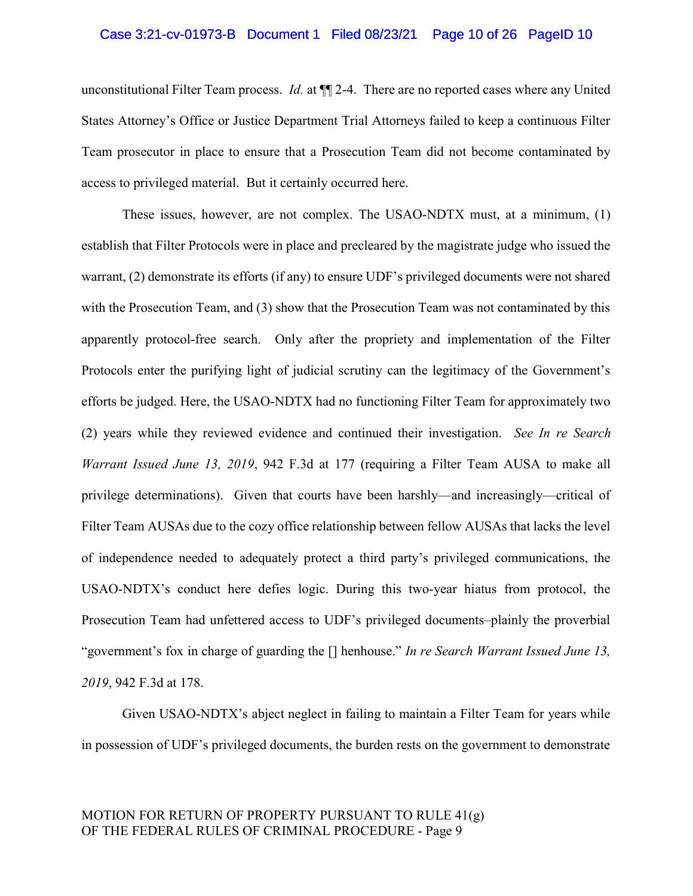unconstitutional Filter Team process. *Id.* at ¶¶ 2-4. There are no reported cases where any United States Attorney's Office or Justice Department Trial Attorneys failed to keep a continuous Filter Team prosecutor in place to ensure that a Prosecution Team did not become contaminated by access to privileged material. But it certainly occurred here.

These issues, however, are not complex. The USAO-NDTX must, at a minimum, (1) establish that Filter Protocols were in place and precleared by the magistrate judge who issued the warrant, (2) demonstrate its efforts (if any) to ensure UDF's privileged documents were not shared with the Prosecution Team, and (3) show that the Prosecution Team was not contaminated by this apparently protocol-free search. Only after the propriety and implementation of the Filter Protocols enter the purifying light of judicial scrutiny can the legitimacy of the Government's efforts be judged. Here, the USAO-NDTX had no functioning Filter Team for approximately two (2) years while they reviewed evidence and continued their investigation. *See In re Search Warrant Issued June 13, 2019*, 942 F.3d at 177 (requiring a Filter Team AUSA to make all privilege determinations). Given that courts have been harshly—and increasingly—critical of Filter Team AUSAs due to the cozy office relationship between fellow AUSAs that lacks the level of independence needed to adequately protect a third party's privileged communications, the USAO-NDTX's conduct here defies logic. During this two-year hiatus from protocol, the Prosecution Team had unfettered access to UDF's privileged documents–plainly the proverbial "government's fox in charge of guarding the [] henhouse." *In re Search Warrant Issued June 13, 2019*, 942 F.3d at 178.

Given USAO-NDTX's abject neglect in failing to maintain a Filter Team for years while in possession of UDF's privileged documents, the burden rests on the government to demonstrate

MOTION FOR RETURN OF PROPERTY PURSUANT TO RULE 41(g) OF THE FEDERAL RULES OF CRIMINAL PROCEDURE - Page 9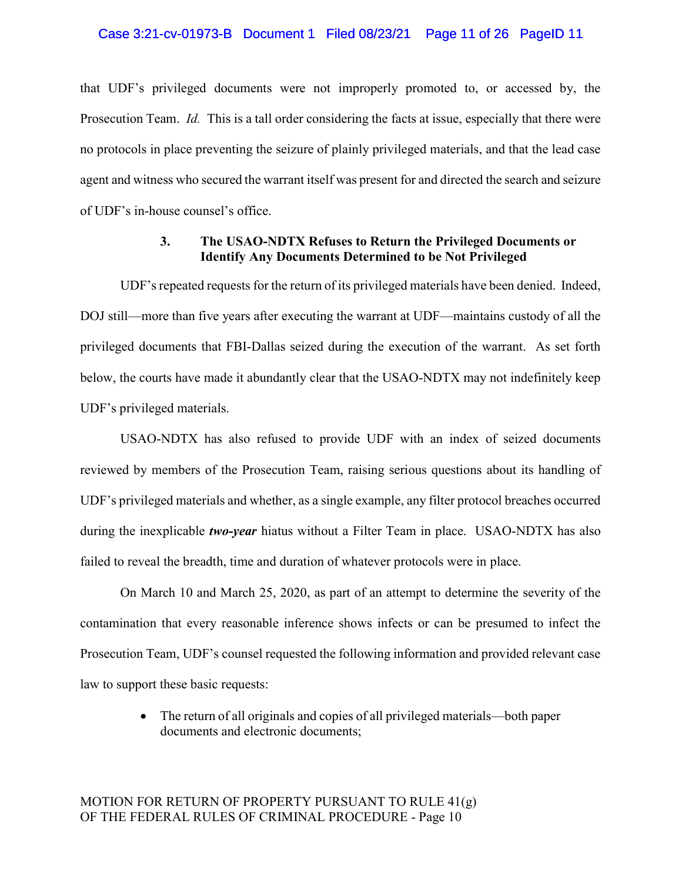that UDF's privileged documents were not improperly promoted to, or accessed by, the Prosecution Team. *Id.* This is a tall order considering the facts at issue, especially that there were no protocols in place preventing the seizure of plainly privileged materials, and that the lead case agent and witness who secured the warrant itself was present for and directed the search and seizure of UDF's in-house counsel's office.

### 3. The USAO-NDTX Refuses to Return the Privileged Documents or Identify Any Documents Determined to be Not Privileged

UDF's repeated requests for the return of its privileged materials have been denied. Indeed, DOJ still—more than five years after executing the warrant at UDF—maintains custody of all the privileged documents that FBI-Dallas seized during the execution of the warrant. As set forth below, the courts have made it abundantly clear that the USAO-NDTX may not indefinitely keep UDF's privileged materials.

USAO-NDTX has also refused to provide UDF with an index of seized documents reviewed by members of the Prosecution Team, raising serious questions about its handling of UDF's privileged materials and whether, as a single example, any filter protocol breaches occurred during the inexplicable ***two-year*** hiatus without a Filter Team in place. USAO-NDTX has also failed to reveal the breadth, time and duration of whatever protocols were in place.

On March 10 and March 25, 2020, as part of an attempt to determine the severity of the contamination that every reasonable inference shows infects or can be presumed to infect the Prosecution Team, UDF's counsel requested the following information and provided relevant case law to support these basic requests:

- The return of all originals and copies of all privileged materials—both paper documents and electronic documents;

MOTION FOR RETURN OF PROPERTY PURSUANT TO RULE 41(g) OF THE FEDERAL RULES OF CRIMINAL PROCEDURE - Page 10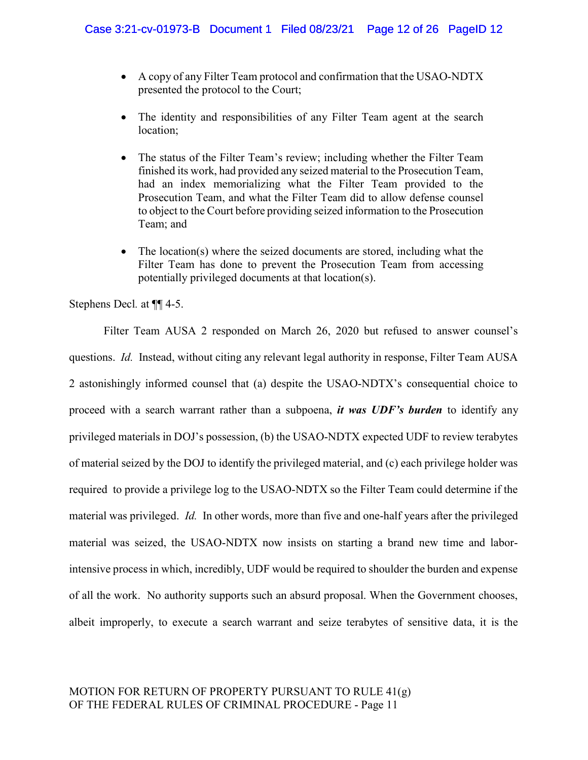- A copy of any Filter Team protocol and confirmation that the USAO-NDTX presented the protocol to the Court;

- The identity and responsibilities of any Filter Team agent at the search location;

- The status of the Filter Team's review; including whether the Filter Team finished its work, had provided any seized material to the Prosecution Team, had an index memorializing what the Filter Team provided to the Prosecution Team, and what the Filter Team did to allow defense counsel to object to the Court before providing seized information to the Prosecution Team; and

- The location(s) where the seized documents are stored, including what the Filter Team has done to prevent the Prosecution Team from accessing potentially privileged documents at that location(s).

Stephens Decl. at ¶¶ 4-5.

Filter Team AUSA 2 responded on March 26, 2020 but refused to answer counsel's questions. *Id.* Instead, without citing any relevant legal authority in response, Filter Team AUSA 2 astonishingly informed counsel that (a) despite the USAO-NDTX's consequential choice to proceed with a search warrant rather than a subpoena, ***it was UDF's burden*** to identify any privileged materials in DOJ's possession, (b) the USAO-NDTX expected UDF to review terabytes of material seized by the DOJ to identify the privileged material, and (c) each privilege holder was required to provide a privilege log to the USAO-NDTX so the Filter Team could determine if the material was privileged. *Id.* In other words, more than five and one-half years after the privileged material was seized, the USAO-NDTX now insists on starting a brand new time and labor-intensive process in which, incredibly, UDF would be required to shoulder the burden and expense of all the work. No authority supports such an absurd proposal. When the Government chooses, albeit improperly, to execute a search warrant and seize terabytes of sensitive data, it is the

MOTION FOR RETURN OF PROPERTY PURSUANT TO RULE 41(g) OF THE FEDERAL RULES OF CRIMINAL PROCEDURE - Page 11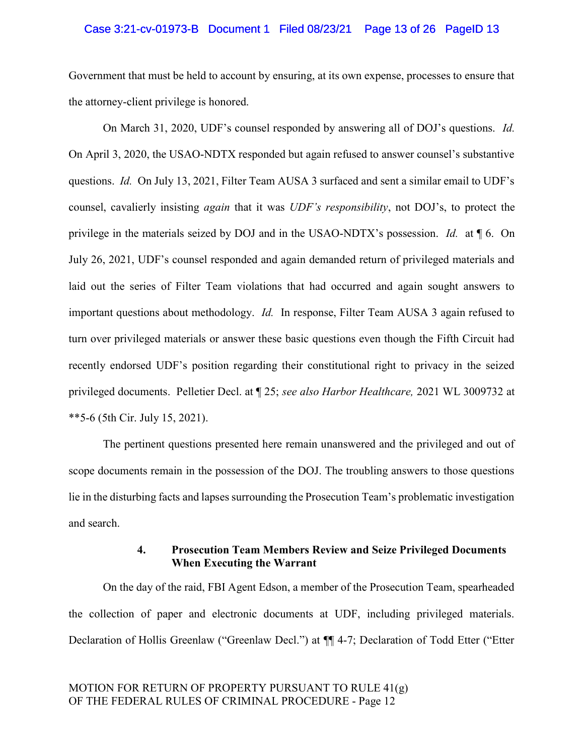Government that must be held to account by ensuring, at its own expense, processes to ensure that the attorney-client privilege is honored.

On March 31, 2020, UDF's counsel responded by answering all of DOJ's questions. *Id.* On April 3, 2020, the USAO-NDTX responded but again refused to answer counsel's substantive questions. *Id.* On July 13, 2021, Filter Team AUSA 3 surfaced and sent a similar email to UDF's counsel, cavalierly insisting *again* that it was *UDF's responsibility*, not DOJ's, to protect the privilege in the materials seized by DOJ and in the USAO-NDTX's possession. *Id.* at ¶ 6. On July 26, 2021, UDF's counsel responded and again demanded return of privileged materials and laid out the series of Filter Team violations that had occurred and again sought answers to important questions about methodology. *Id.* In response, Filter Team AUSA 3 again refused to turn over privileged materials or answer these basic questions even though the Fifth Circuit had recently endorsed UDF's position regarding their constitutional right to privacy in the seized privileged documents. Pelletier Decl. at ¶ 25; *see also Harbor Healthcare,* 2021 WL 3009732 at **5-6 (5th Cir. July 15, 2021).

The pertinent questions presented here remain unanswered and the privileged and out of scope documents remain in the possession of the DOJ. The troubling answers to those questions lie in the disturbing facts and lapses surrounding the Prosecution Team's problematic investigation and search.

#### 4. Prosecution Team Members Review and Seize Privileged Documents When Executing the Warrant

On the day of the raid, FBI Agent Edson, a member of the Prosecution Team, spearheaded the collection of paper and electronic documents at UDF, including privileged materials. Declaration of Hollis Greenlaw ("Greenlaw Decl.") at ¶¶ 4-7; Declaration of Todd Etter ("Etter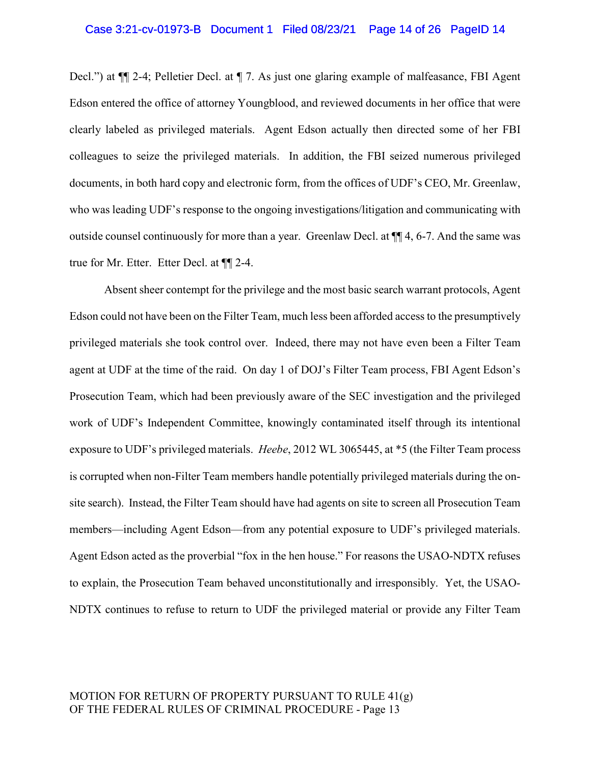Decl.") at ¶¶ 2-4; Pelletier Decl. at ¶ 7. As just one glaring example of malfeasance, FBI Agent Edson entered the office of attorney Youngblood, and reviewed documents in her office that were clearly labeled as privileged materials. Agent Edson actually then directed some of her FBI colleagues to seize the privileged materials. In addition, the FBI seized numerous privileged documents, in both hard copy and electronic form, from the offices of UDF's CEO, Mr. Greenlaw, who was leading UDF's response to the ongoing investigations/litigation and communicating with outside counsel continuously for more than a year. Greenlaw Decl. at ¶¶ 4, 6-7. And the same was true for Mr. Etter. Etter Decl. at ¶¶ 2-4.

Absent sheer contempt for the privilege and the most basic search warrant protocols, Agent Edson could not have been on the Filter Team, much less been afforded access to the presumptively privileged materials she took control over. Indeed, there may not have even been a Filter Team agent at UDF at the time of the raid. On day 1 of DOJ's Filter Team process, FBI Agent Edson's Prosecution Team, which had been previously aware of the SEC investigation and the privileged work of UDF's Independent Committee, knowingly contaminated itself through its intentional exposure to UDF's privileged materials. *Heebe*, 2012 WL 3065445, at *5 (the Filter Team process is corrupted when non-Filter Team members handle potentially privileged materials during the on-site search). Instead, the Filter Team should have had agents on site to screen all Prosecution Team members—including Agent Edson—from any potential exposure to UDF's privileged materials. Agent Edson acted as the proverbial "fox in the hen house." For reasons the USAO-NDTX refuses to explain, the Prosecution Team behaved unconstitutionally and irresponsibly. Yet, the USAO-NDTX continues to refuse to return to UDF the privileged material or provide any Filter Team

MOTION FOR RETURN OF PROPERTY PURSUANT TO RULE 41(g)
OF THE FEDERAL RULES OF CRIMINAL PROCEDURE - Page 13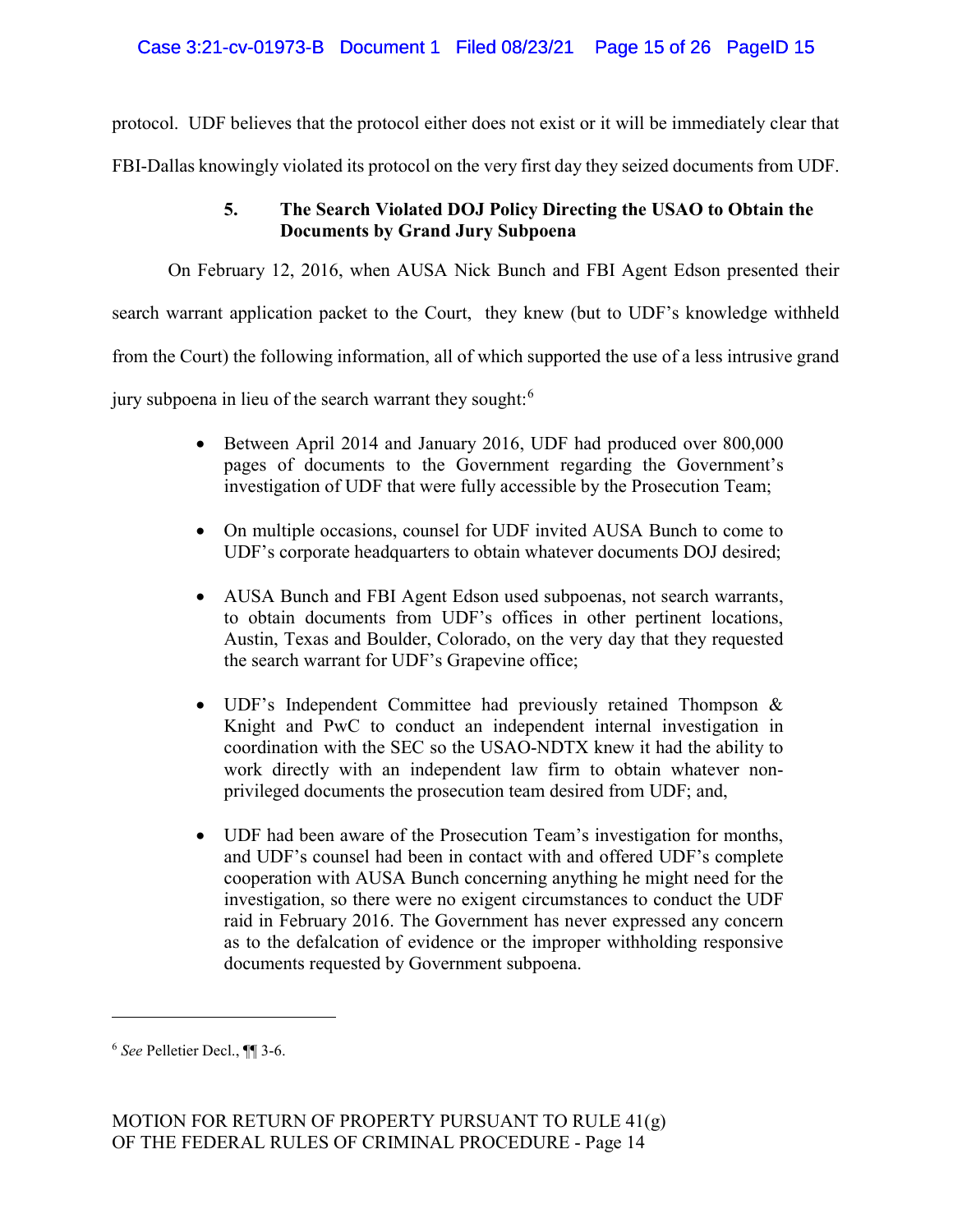protocol. UDF believes that the protocol either does not exist or it will be immediately clear that FBI-Dallas knowingly violated its protocol on the very first day they seized documents from UDF.

### 5. The Search Violated DOJ Policy Directing the USAO to Obtain the Documents by Grand Jury Subpoena

On February 12, 2016, when AUSA Nick Bunch and FBI Agent Edson presented their search warrant application packet to the Court, they knew (but to UDF's knowledge withheld from the Court) the following information, all of which supported the use of a less intrusive grand jury subpoena in lieu of the search warrant they sought:[6]

- Between April 2014 and January 2016, UDF had produced over 800,000 pages of documents to the Government regarding the Government's investigation of UDF that were fully accessible by the Prosecution Team;
- On multiple occasions, counsel for UDF invited AUSA Bunch to come to UDF's corporate headquarters to obtain whatever documents DOJ desired;
- AUSA Bunch and FBI Agent Edson used subpoenas, not search warrants, to obtain documents from UDF's offices in other pertinent locations, Austin, Texas and Boulder, Colorado, on the very day that they requested the search warrant for UDF's Grapevine office;
- UDF's Independent Committee had previously retained Thompson & Knight and PwC to conduct an independent internal investigation in coordination with the SEC so the USAO-NDTX knew it had the ability to work directly with an independent law firm to obtain whatever non-privileged documents the prosecution team desired from UDF; and,
- UDF had been aware of the Prosecution Team's investigation for months, and UDF's counsel had been in contact with and offered UDF's complete cooperation with AUSA Bunch concerning anything he might need for the investigation, so there were no exigent circumstances to conduct the UDF raid in February 2016. The Government has never expressed any concern as to the defalcation of evidence or the improper withholding responsive documents requested by Government subpoena.

---

[6] *See* Pelletier Decl., ¶¶ 3-6.

MOTION FOR RETURN OF PROPERTY PURSUANT TO RULE 41(g) OF THE FEDERAL RULES OF CRIMINAL PROCEDURE - Page 14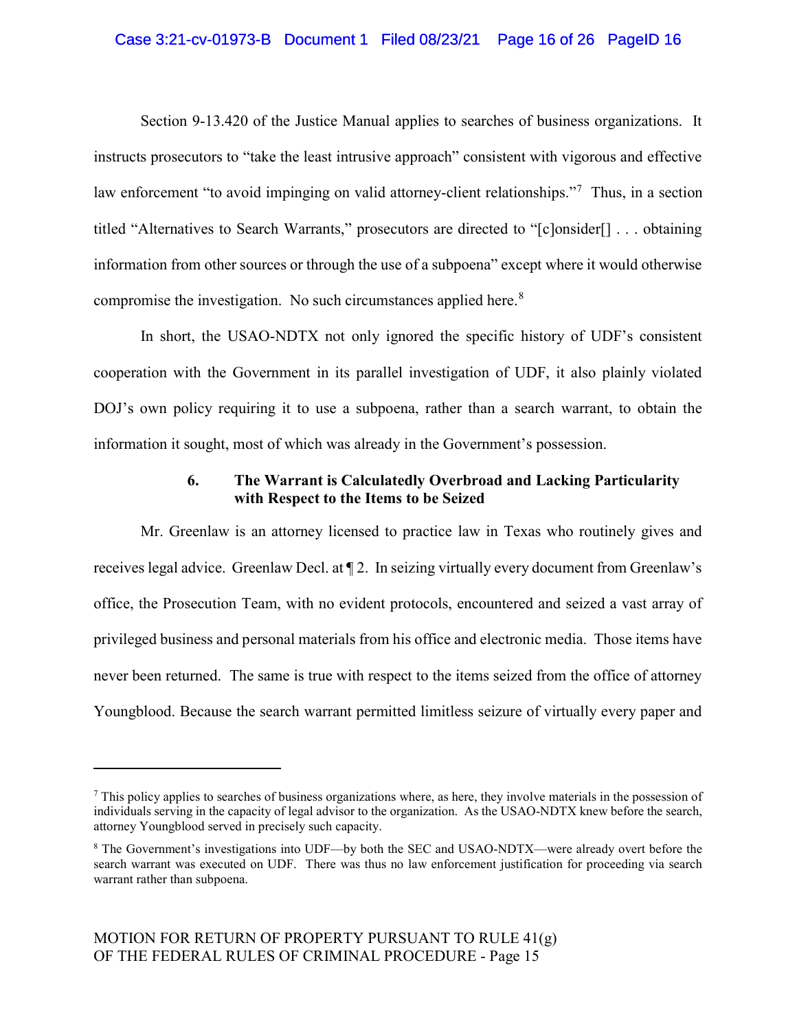Section 9-13.420 of the Justice Manual applies to searches of business organizations. It instructs prosecutors to "take the least intrusive approach" consistent with vigorous and effective law enforcement "to avoid impinging on valid attorney-client relationships."[7] Thus, in a section titled "Alternatives to Search Warrants," prosecutors are directed to "[c]onsider[] . . . obtaining information from other sources or through the use of a subpoena" except where it would otherwise compromise the investigation. No such circumstances applied here.[8]

In short, the USAO-NDTX not only ignored the specific history of UDF's consistent cooperation with the Government in its parallel investigation of UDF, it also plainly violated DOJ's own policy requiring it to use a subpoena, rather than a search warrant, to obtain the information it sought, most of which was already in the Government's possession.

### 6. The Warrant is Calculatedly Overbroad and Lacking Particularity with Respect to the Items to be Seized

Mr. Greenlaw is an attorney licensed to practice law in Texas who routinely gives and receives legal advice. Greenlaw Decl. at ¶ 2. In seizing virtually every document from Greenlaw's office, the Prosecution Team, with no evident protocols, encountered and seized a vast array of privileged business and personal materials from his office and electronic media. Those items have never been returned. The same is true with respect to the items seized from the office of attorney Youngblood. Because the search warrant permitted limitless seizure of virtually every paper and

---

[7] This policy applies to searches of business organizations where, as here, they involve materials in the possession of individuals serving in the capacity of legal advisor to the organization. As the USAO-NDTX knew before the search, attorney Youngblood served in precisely such capacity.

[8] The Government's investigations into UDF—by both the SEC and USAO-NDTX—were already overt before the search warrant was executed on UDF. There was thus no law enforcement justification for proceeding via search warrant rather than subpoena.

MOTION FOR RETURN OF PROPERTY PURSUANT TO RULE 41(g) OF THE FEDERAL RULES OF CRIMINAL PROCEDURE - Page 15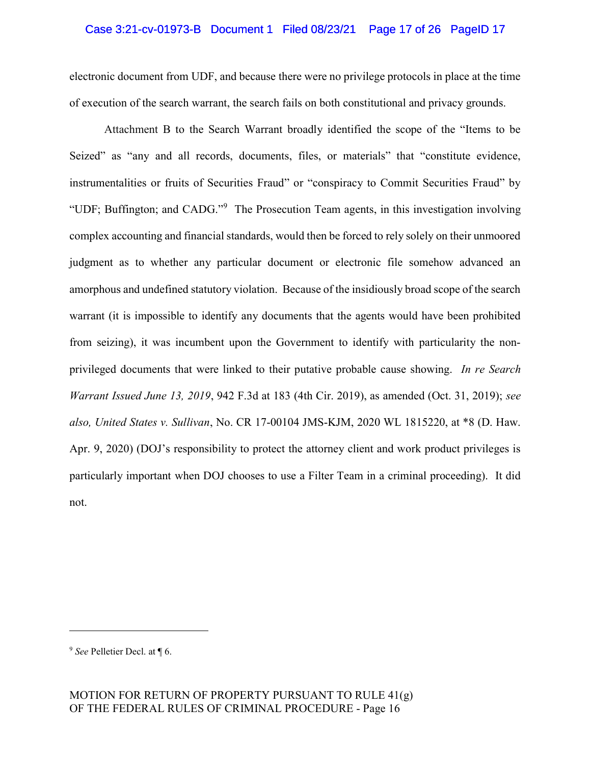electronic document from UDF, and because there were no privilege protocols in place at the time of execution of the search warrant, the search fails on both constitutional and privacy grounds.

Attachment B to the Search Warrant broadly identified the scope of the "Items to be Seized" as "any and all records, documents, files, or materials" that "constitute evidence, instrumentalities or fruits of Securities Fraud" or "conspiracy to Commit Securities Fraud" by "UDF; Buffington; and CADG."[9] The Prosecution Team agents, in this investigation involving complex accounting and financial standards, would then be forced to rely solely on their unmoored judgment as to whether any particular document or electronic file somehow advanced an amorphous and undefined statutory violation. Because of the insidiously broad scope of the search warrant (it is impossible to identify any documents that the agents would have been prohibited from seizing), it was incumbent upon the Government to identify with particularity the non-privileged documents that were linked to their putative probable cause showing. *In re Search Warrant Issued June 13, 2019*, 942 F.3d at 183 (4th Cir. 2019), as amended (Oct. 31, 2019); *see also, United States v. Sullivan*, No. CR 17-00104 JMS-KJM, 2020 WL 1815220, at *8 (D. Haw. Apr. 9, 2020) (DOJ's responsibility to protect the attorney client and work product privileges is particularly important when DOJ chooses to use a Filter Team in a criminal proceeding). It did not.

---

[9] *See* Pelletier Decl. at ¶ 6.

MOTION FOR RETURN OF PROPERTY PURSUANT TO RULE 41(g) OF THE FEDERAL RULES OF CRIMINAL PROCEDURE - Page 16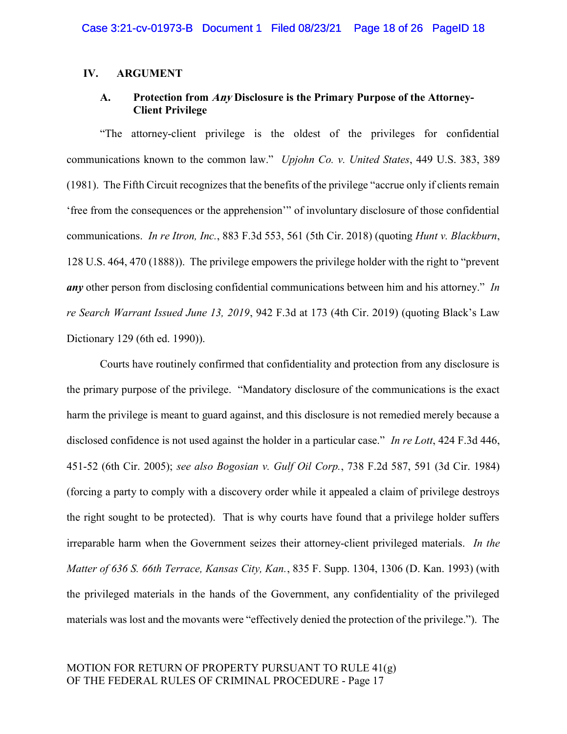## IV. ARGUMENT

### A. Protection from *Any* Disclosure is the Primary Purpose of the Attorney-Client Privilege

"The attorney-client privilege is the oldest of the privileges for confidential communications known to the common law." *Upjohn Co. v. United States*, 449 U.S. 383, 389 (1981). The Fifth Circuit recognizes that the benefits of the privilege "accrue only if clients remain 'free from the consequences or the apprehension'" of involuntary disclosure of those confidential communications. *In re Itron, Inc.*, 883 F.3d 553, 561 (5th Cir. 2018) (quoting *Hunt v. Blackburn*, 128 U.S. 464, 470 (1888)). The privilege empowers the privilege holder with the right to "prevent ***any*** other person from disclosing confidential communications between him and his attorney." *In re Search Warrant Issued June 13, 2019*, 942 F.3d at 173 (4th Cir. 2019) (quoting Black's Law Dictionary 129 (6th ed. 1990)).

Courts have routinely confirmed that confidentiality and protection from any disclosure is the primary purpose of the privilege. "Mandatory disclosure of the communications is the exact harm the privilege is meant to guard against, and this disclosure is not remedied merely because a disclosed confidence is not used against the holder in a particular case." *In re Lott*, 424 F.3d 446, 451-52 (6th Cir. 2005); *see also Bogosian v. Gulf Oil Corp.*, 738 F.2d 587, 591 (3d Cir. 1984) (forcing a party to comply with a discovery order while it appealed a claim of privilege destroys the right sought to be protected). That is why courts have found that a privilege holder suffers irreparable harm when the Government seizes their attorney-client privileged materials. *In the Matter of 636 S. 66th Terrace, Kansas City, Kan.*, 835 F. Supp. 1304, 1306 (D. Kan. 1993) (with the privileged materials in the hands of the Government, any confidentiality of the privileged materials was lost and the movants were "effectively denied the protection of the privilege."). The

MOTION FOR RETURN OF PROPERTY PURSUANT TO RULE 41(g) OF THE FEDERAL RULES OF CRIMINAL PROCEDURE - Page 17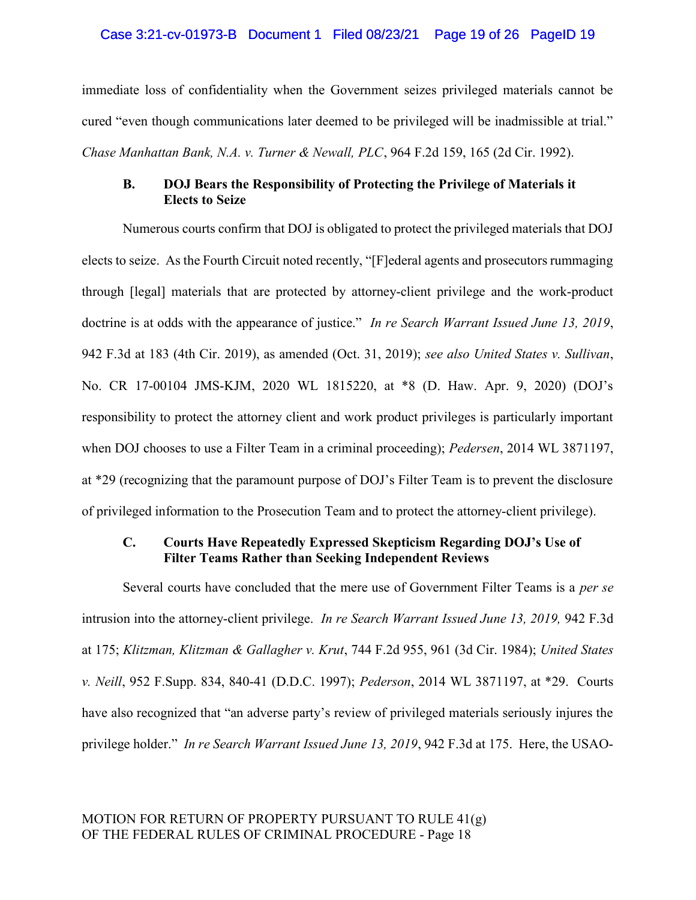immediate loss of confidentiality when the Government seizes privileged materials cannot be cured "even though communications later deemed to be privileged will be inadmissible at trial." *Chase Manhattan Bank, N.A. v. Turner & Newall, PLC*, 964 F.2d 159, 165 (2d Cir. 1992).

### B. DOJ Bears the Responsibility of Protecting the Privilege of Materials it Elects to Seize

Numerous courts confirm that DOJ is obligated to protect the privileged materials that DOJ elects to seize. As the Fourth Circuit noted recently, "[F]ederal agents and prosecutors rummaging through [legal] materials that are protected by attorney-client privilege and the work-product doctrine is at odds with the appearance of justice." *In re Search Warrant Issued June 13, 2019*, 942 F.3d at 183 (4th Cir. 2019), as amended (Oct. 31, 2019); *see also United States v. Sullivan*, No. CR 17-00104 JMS-KJM, 2020 WL 1815220, at *8 (D. Haw. Apr. 9, 2020) (DOJ's responsibility to protect the attorney client and work product privileges is particularly important when DOJ chooses to use a Filter Team in a criminal proceeding); *Pedersen*, 2014 WL 3871197, at *29 (recognizing that the paramount purpose of DOJ's Filter Team is to prevent the disclosure of privileged information to the Prosecution Team and to protect the attorney-client privilege).

### C. Courts Have Repeatedly Expressed Skepticism Regarding DOJ's Use of Filter Teams Rather than Seeking Independent Reviews

Several courts have concluded that the mere use of Government Filter Teams is a *per se* intrusion into the attorney-client privilege. *In re Search Warrant Issued June 13, 2019,* 942 F.3d at 175; *Klitzman, Klitzman & Gallagher v. Krut*, 744 F.2d 955, 961 (3d Cir. 1984); *United States v. Neill*, 952 F.Supp. 834, 840-41 (D.D.C. 1997); *Pederson*, 2014 WL 3871197, at *29. Courts have also recognized that "an adverse party's review of privileged materials seriously injures the privilege holder." *In re Search Warrant Issued June 13, 2019*, 942 F.3d at 175. Here, the USAO-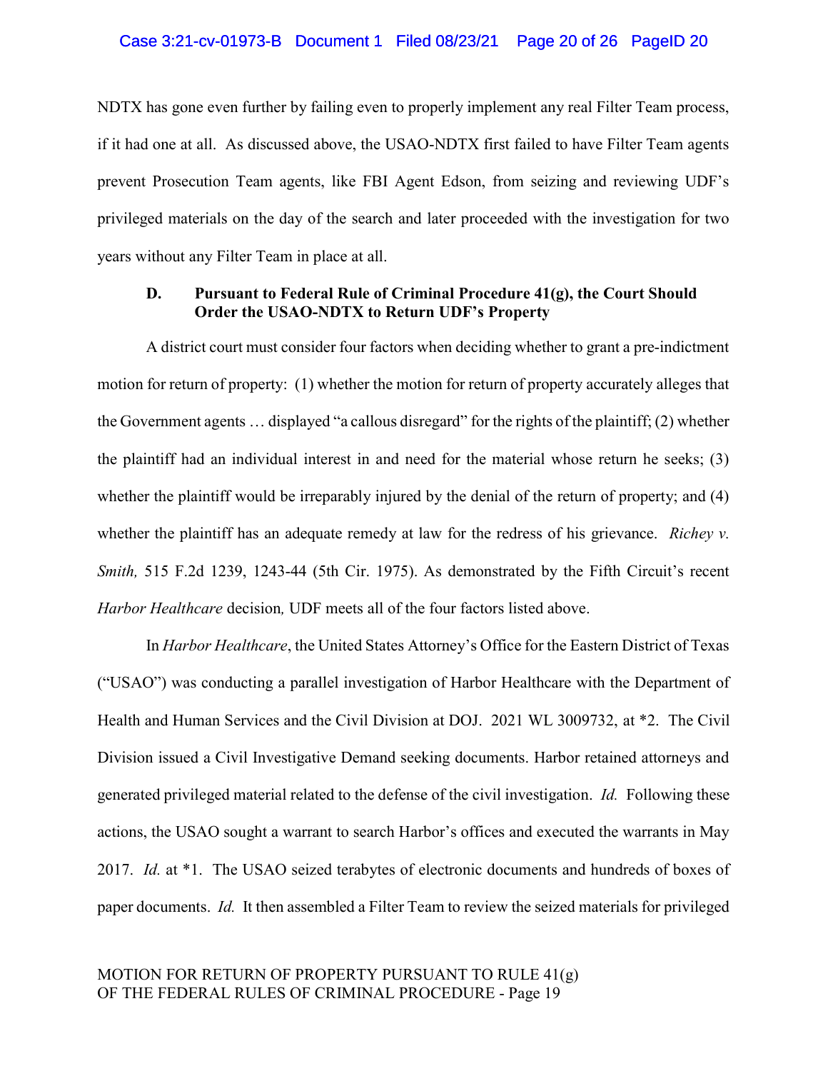NDTX has gone even further by failing even to properly implement any real Filter Team process, if it had one at all. As discussed above, the USAO-NDTX first failed to have Filter Team agents prevent Prosecution Team agents, like FBI Agent Edson, from seizing and reviewing UDF's privileged materials on the day of the search and later proceeded with the investigation for two years without any Filter Team in place at all.

### D. Pursuant to Federal Rule of Criminal Procedure 41(g), the Court Should Order the USAO-NDTX to Return UDF's Property

A district court must consider four factors when deciding whether to grant a pre-indictment motion for return of property: (1) whether the motion for return of property accurately alleges that the Government agents … displayed "a callous disregard" for the rights of the plaintiff; (2) whether the plaintiff had an individual interest in and need for the material whose return he seeks; (3) whether the plaintiff would be irreparably injured by the denial of the return of property; and (4) whether the plaintiff has an adequate remedy at law for the redress of his grievance. *Richey v. Smith,* 515 F.2d 1239, 1243-44 (5th Cir. 1975). As demonstrated by the Fifth Circuit's recent *Harbor Healthcare* decision*,* UDF meets all of the four factors listed above.

In *Harbor Healthcare*, the United States Attorney's Office for the Eastern District of Texas ("USAO") was conducting a parallel investigation of Harbor Healthcare with the Department of Health and Human Services and the Civil Division at DOJ. 2021 WL 3009732, at \*2. The Civil Division issued a Civil Investigative Demand seeking documents. Harbor retained attorneys and generated privileged material related to the defense of the civil investigation. *Id.* Following these actions, the USAO sought a warrant to search Harbor's offices and executed the warrants in May 2017. *Id.* at \*1. The USAO seized terabytes of electronic documents and hundreds of boxes of paper documents. *Id.* It then assembled a Filter Team to review the seized materials for privileged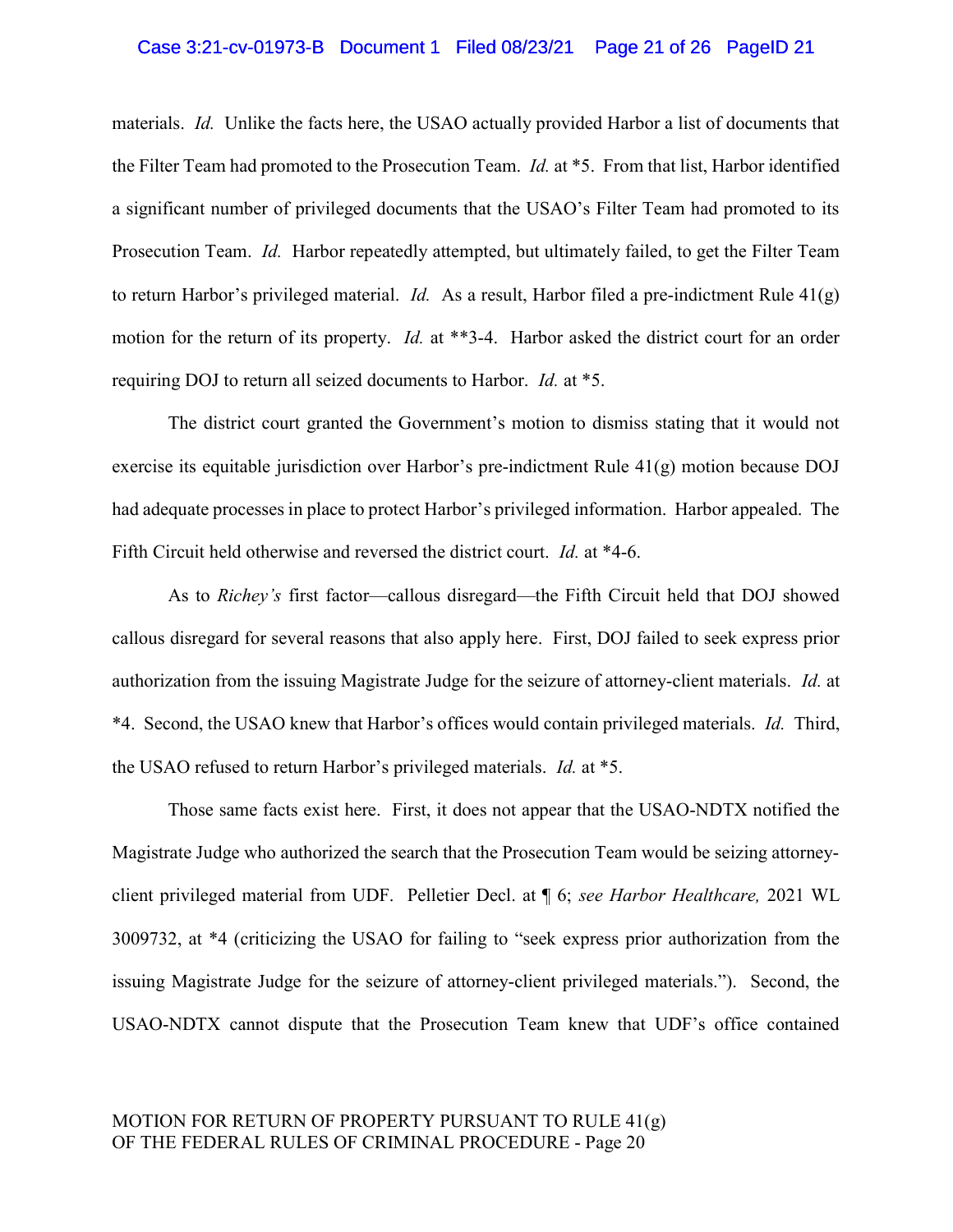materials. *Id.* Unlike the facts here, the USAO actually provided Harbor a list of documents that the Filter Team had promoted to the Prosecution Team. *Id.* at *5. From that list, Harbor identified a significant number of privileged documents that the USAO's Filter Team had promoted to its Prosecution Team. *Id.* Harbor repeatedly attempted, but ultimately failed, to get the Filter Team to return Harbor's privileged material. *Id.* As a result, Harbor filed a pre-indictment Rule 41(g) motion for the return of its property. *Id.* at **3-4. Harbor asked the district court for an order requiring DOJ to return all seized documents to Harbor. *Id.* at *5.

The district court granted the Government's motion to dismiss stating that it would not exercise its equitable jurisdiction over Harbor's pre-indictment Rule 41(g) motion because DOJ had adequate processes in place to protect Harbor's privileged information. Harbor appealed. The Fifth Circuit held otherwise and reversed the district court. *Id.* at *4-6.

As to *Richey's* first factor—callous disregard—the Fifth Circuit held that DOJ showed callous disregard for several reasons that also apply here. First, DOJ failed to seek express prior authorization from the issuing Magistrate Judge for the seizure of attorney-client materials. *Id.* at *4. Second, the USAO knew that Harbor's offices would contain privileged materials. *Id.* Third, the USAO refused to return Harbor's privileged materials. *Id.* at *5.

Those same facts exist here. First, it does not appear that the USAO-NDTX notified the Magistrate Judge who authorized the search that the Prosecution Team would be seizing attorney-client privileged material from UDF. Pelletier Decl. at ¶ 6; *see Harbor Healthcare,* 2021 WL 3009732, at *4 (criticizing the USAO for failing to "seek express prior authorization from the issuing Magistrate Judge for the seizure of attorney-client privileged materials."). Second, the USAO-NDTX cannot dispute that the Prosecution Team knew that UDF's office contained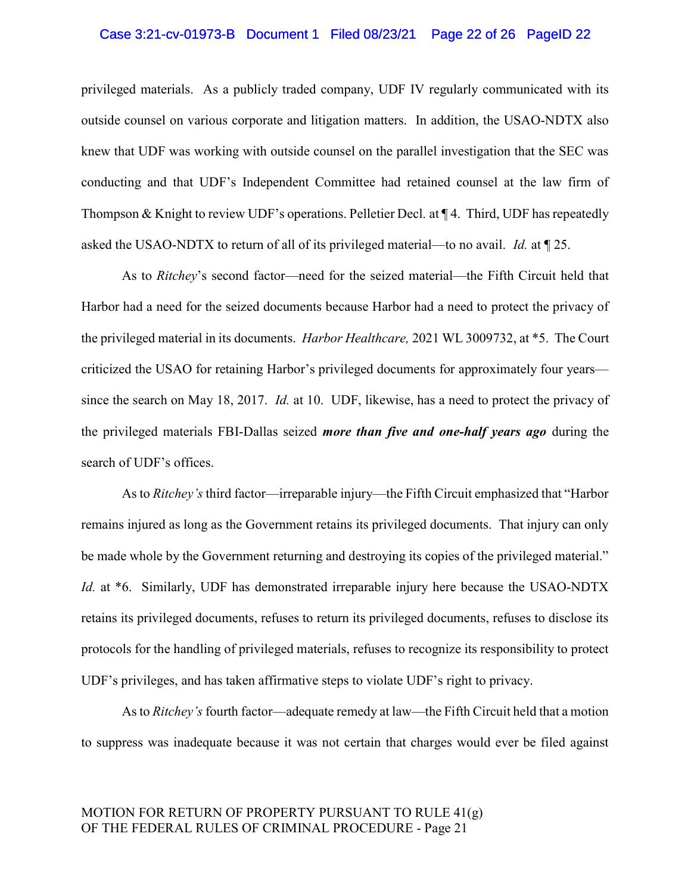privileged materials. As a publicly traded company, UDF IV regularly communicated with its outside counsel on various corporate and litigation matters. In addition, the USAO-NDTX also knew that UDF was working with outside counsel on the parallel investigation that the SEC was conducting and that UDF's Independent Committee had retained counsel at the law firm of Thompson & Knight to review UDF's operations. Pelletier Decl. at ¶ 4. Third, UDF has repeatedly asked the USAO-NDTX to return of all of its privileged material—to no avail. *Id.* at ¶ 25.

As to *Ritchey*'s second factor—need for the seized material—the Fifth Circuit held that Harbor had a need for the seized documents because Harbor had a need to protect the privacy of the privileged material in its documents. *Harbor Healthcare,* 2021 WL 3009732, at *5. The Court criticized the USAO for retaining Harbor's privileged documents for approximately four years—since the search on May 18, 2017. *Id.* at 10. UDF, likewise, has a need to protect the privacy of the privileged materials FBI-Dallas seized ***more than five and one-half years ago*** during the search of UDF's offices.

As to *Ritchey's* third factor—irreparable injury—the Fifth Circuit emphasized that "Harbor remains injured as long as the Government retains its privileged documents. That injury can only be made whole by the Government returning and destroying its copies of the privileged material." *Id.* at *6. Similarly, UDF has demonstrated irreparable injury here because the USAO-NDTX retains its privileged documents, refuses to return its privileged documents, refuses to disclose its protocols for the handling of privileged materials, refuses to recognize its responsibility to protect UDF's privileges, and has taken affirmative steps to violate UDF's right to privacy.

As to *Ritchey's* fourth factor—adequate remedy at law—the Fifth Circuit held that a motion to suppress was inadequate because it was not certain that charges would ever be filed against

MOTION FOR RETURN OF PROPERTY PURSUANT TO RULE 41(g)
OF THE FEDERAL RULES OF CRIMINAL PROCEDURE - Page 21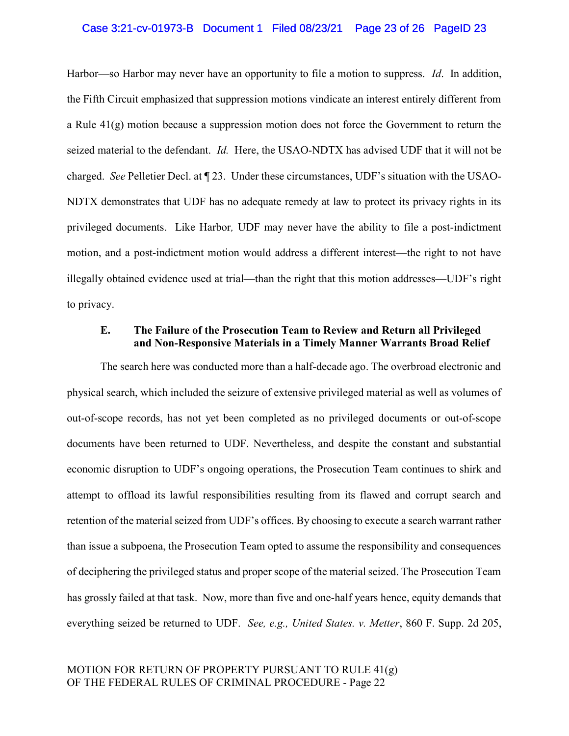Harbor—so Harbor may never have an opportunity to file a motion to suppress. *Id*. In addition, the Fifth Circuit emphasized that suppression motions vindicate an interest entirely different from a Rule 41(g) motion because a suppression motion does not force the Government to return the seized material to the defendant. *Id.* Here, the USAO-NDTX has advised UDF that it will not be charged. *See* Pelletier Decl. at ¶ 23. Under these circumstances, UDF's situation with the USAO-NDTX demonstrates that UDF has no adequate remedy at law to protect its privacy rights in its privileged documents. Like Harbor*,* UDF may never have the ability to file a post-indictment motion, and a post-indictment motion would address a different interest—the right to not have illegally obtained evidence used at trial—than the right that this motion addresses—UDF's right to privacy.

### E. The Failure of the Prosecution Team to Review and Return all Privileged and Non-Responsive Materials in a Timely Manner Warrants Broad Relief

The search here was conducted more than a half-decade ago. The overbroad electronic and physical search, which included the seizure of extensive privileged material as well as volumes of out-of-scope records, has not yet been completed as no privileged documents or out-of-scope documents have been returned to UDF. Nevertheless, and despite the constant and substantial economic disruption to UDF's ongoing operations, the Prosecution Team continues to shirk and attempt to offload its lawful responsibilities resulting from its flawed and corrupt search and retention of the material seized from UDF's offices. By choosing to execute a search warrant rather than issue a subpoena, the Prosecution Team opted to assume the responsibility and consequences of deciphering the privileged status and proper scope of the material seized. The Prosecution Team has grossly failed at that task. Now, more than five and one-half years hence, equity demands that everything seized be returned to UDF. *See, e.g., United States. v. Metter*, 860 F. Supp. 2d 205,

MOTION FOR RETURN OF PROPERTY PURSUANT TO RULE 41(g)
OF THE FEDERAL RULES OF CRIMINAL PROCEDURE - Page 22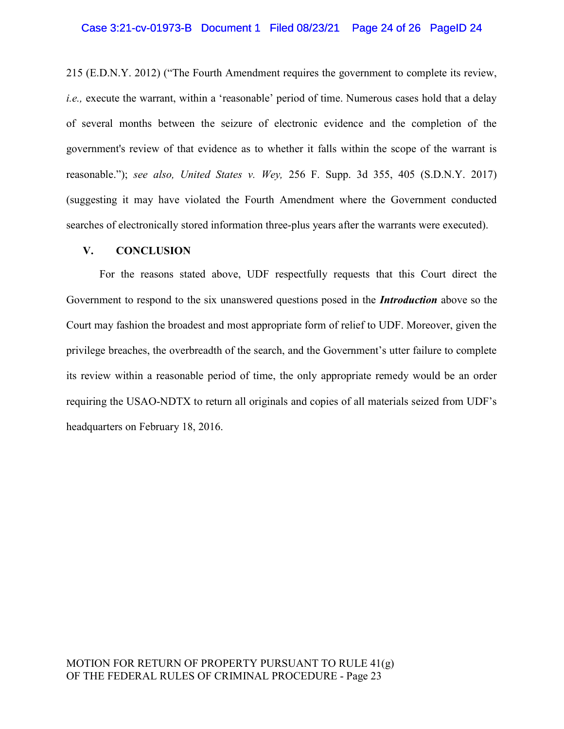215 (E.D.N.Y. 2012) ("The Fourth Amendment requires the government to complete its review, *i.e.,* execute the warrant, within a 'reasonable' period of time. Numerous cases hold that a delay of several months between the seizure of electronic evidence and the completion of the government's review of that evidence as to whether it falls within the scope of the warrant is reasonable."); *see also, United States v. Wey,* 256 F. Supp. 3d 355, 405 (S.D.N.Y. 2017) (suggesting it may have violated the Fourth Amendment where the Government conducted searches of electronically stored information three-plus years after the warrants were executed).

## V. CONCLUSION

For the reasons stated above, UDF respectfully requests that this Court direct the Government to respond to the six unanswered questions posed in the ***Introduction*** above so the Court may fashion the broadest and most appropriate form of relief to UDF. Moreover, given the privilege breaches, the overbreadth of the search, and the Government's utter failure to complete its review within a reasonable period of time, the only appropriate remedy would be an order requiring the USAO-NDTX to return all originals and copies of all materials seized from UDF's headquarters on February 18, 2016.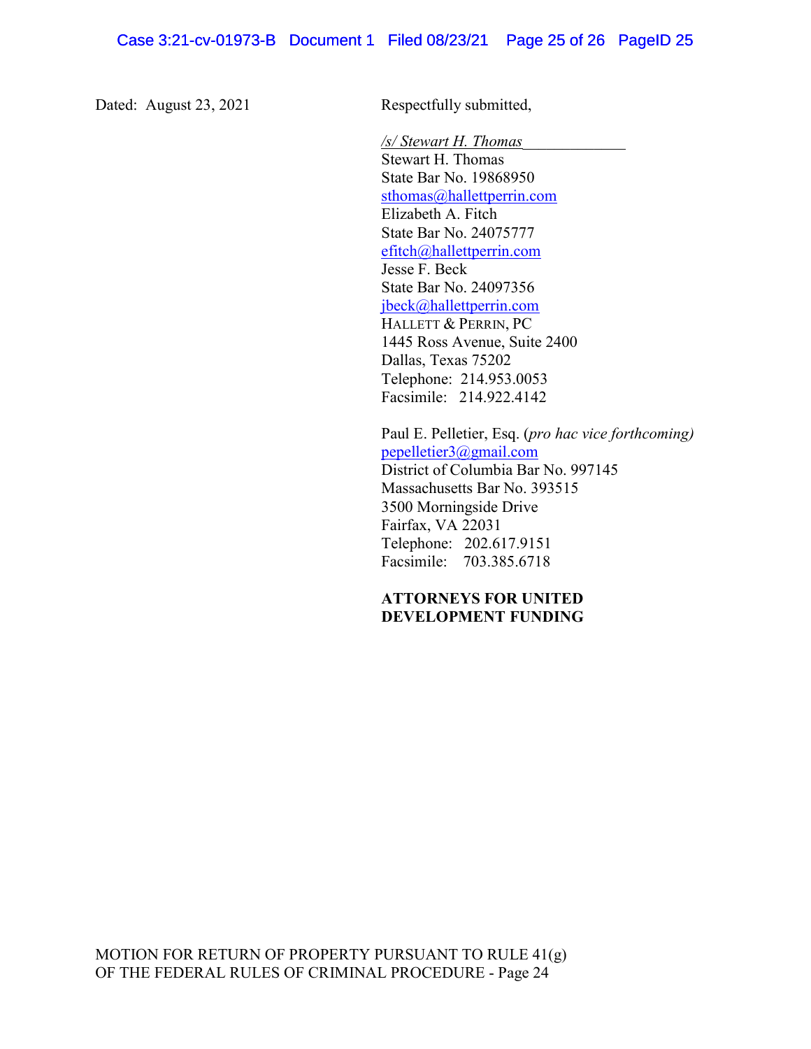Dated: August 23, 2021

Respectfully submitted,

*/s/ Stewart H. Thomas*\_\_\_\_\_\_\_\_\_\_\_\_\_
Stewart H. Thomas
State Bar No. 19868950
sthomas@hallettperrin.com
Elizabeth A. Fitch
State Bar No. 24075777
efitch@hallettperrin.com
Jesse F. Beck
State Bar No. 24097356
jbeck@hallettperrin.com
HALLETT & PERRIN, PC
1445 Ross Avenue, Suite 2400
Dallas, Texas 75202
Telephone: 214.953.0053
Facsimile: 214.922.4142

Paul E. Pelletier, Esq. (*pro hac vice forthcoming)*
pepelletier3@gmail.com
District of Columbia Bar No. 997145
Massachusetts Bar No. 393515
3500 Morningside Drive
Fairfax, VA 22031
Telephone: 202.617.9151
Facsimile: 703.385.6718

**ATTORNEYS FOR UNITED DEVELOPMENT FUNDING**

MOTION FOR RETURN OF PROPERTY PURSUANT TO RULE 41(g) OF THE FEDERAL RULES OF CRIMINAL PROCEDURE - Page 24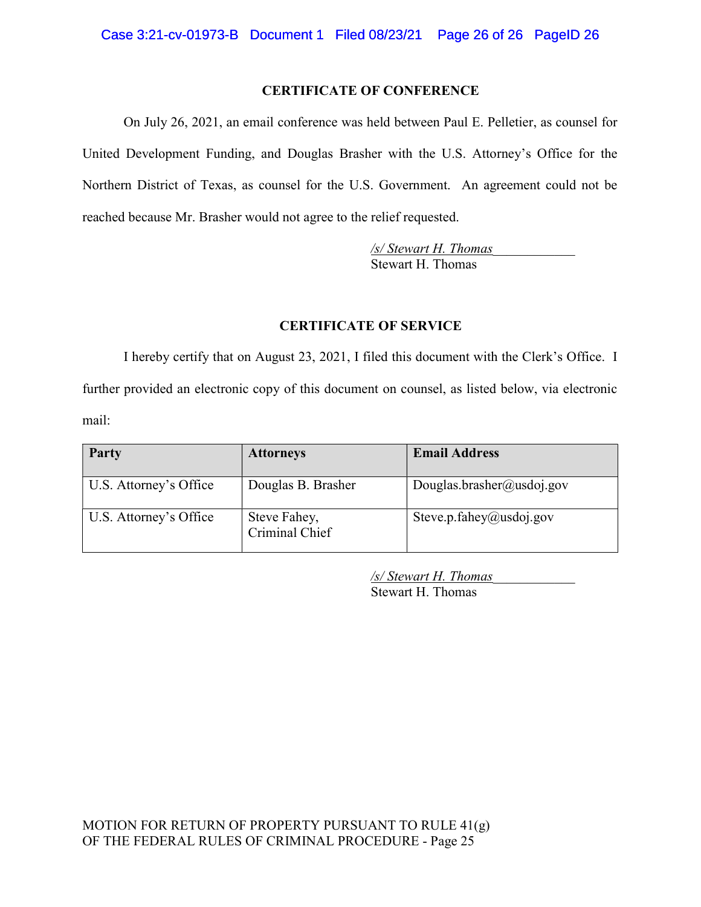## CERTIFICATE OF CONFERENCE

On July 26, 2021, an email conference was held between Paul E. Pelletier, as counsel for United Development Funding, and Douglas Brasher with the U.S. Attorney's Office for the Northern District of Texas, as counsel for the U.S. Government. An agreement could not be reached because Mr. Brasher would not agree to the relief requested.

*/s/ Stewart H. Thomas*
Stewart H. Thomas

## CERTIFICATE OF SERVICE

I hereby certify that on August 23, 2021, I filed this document with the Clerk's Office. I further provided an electronic copy of this document on counsel, as listed below, via electronic mail:

| Party | Attorneys | Email Address |
|---|---|---|
| U.S. Attorney's Office | Douglas B. Brasher | Douglas.brasher@usdoj.gov |
| U.S. Attorney's Office | Steve Fahey, Criminal Chief | Steve.p.fahey@usdoj.gov |

*/s/ Stewart H. Thomas*
Stewart H. Thomas